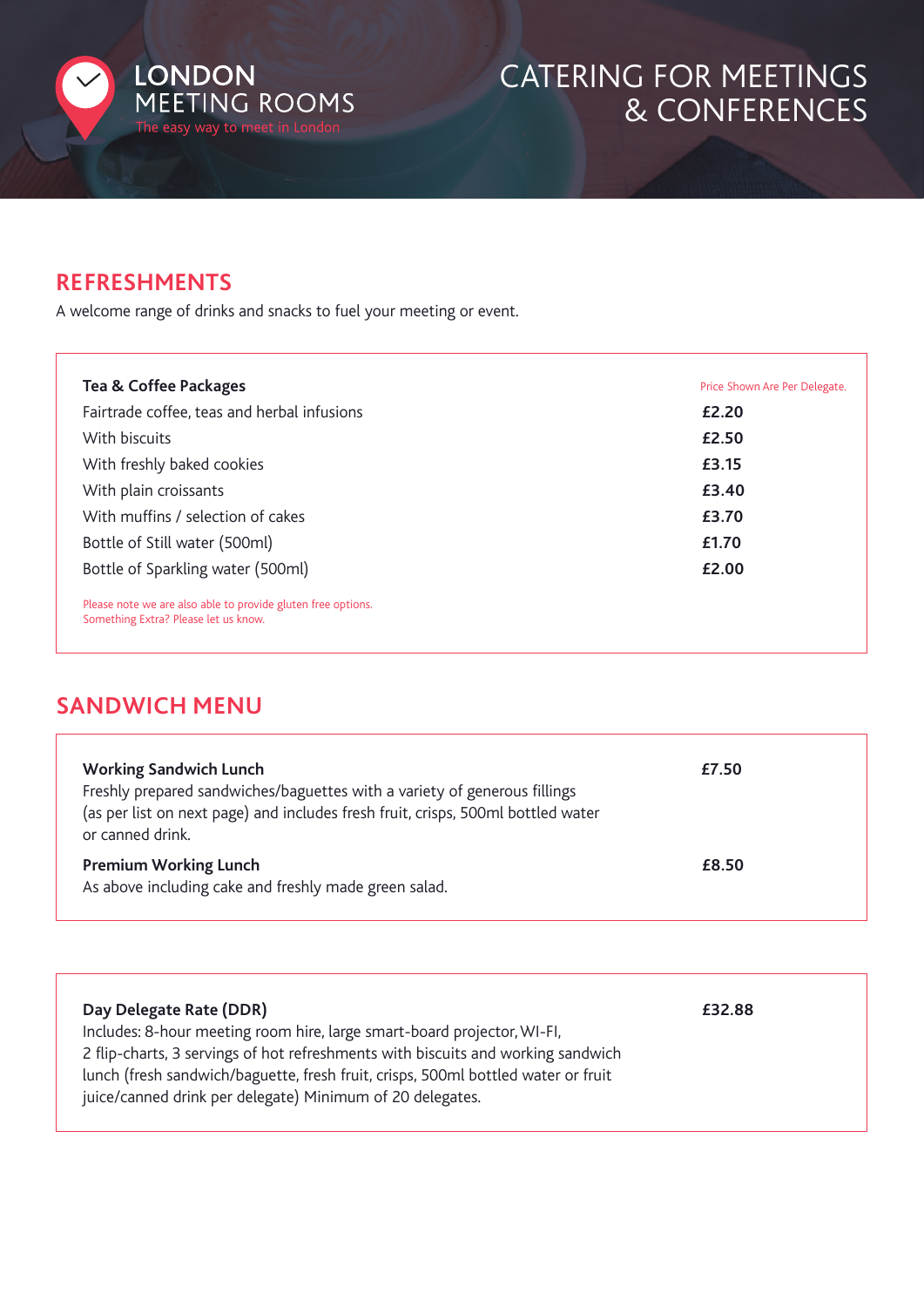LONDON MEETING ROOMS

The easy way to meet in London

# CATERING FOR MEETINGS & CONFERENCES

## REFRESHMENTS

A welcome range of drinks and snacks to fuel your meeting or event.

| **Tea & Coffee Packages** | Price Shown Are Per Delegate. |
|---|---|
| Fairtrade coffee, teas and herbal infusions | **£2.20** |
| With biscuits | **£2.50** |
| With freshly baked cookies | **£3.15** |
| With plain croissants | **£3.40** |
| With muffins / selection of cakes | **£3.70** |
| Bottle of Still water (500ml) | **£1.70** |
| Bottle of Sparkling water (500ml) | **£2.00** |

Please note we are also able to provide gluten free options.
Something Extra? Please let us know.

## SANDWICH MENU

**Working Sandwich Lunch** **£7.50**
Freshly prepared sandwiches/baguettes with a variety of generous fillings (as per list on next page) and includes fresh fruit, crisps, 500ml bottled water or canned drink.

**Premium Working Lunch** **£8.50**
As above including cake and freshly made green salad.

**Day Delegate Rate (DDR)** **£32.88**
Includes: 8-hour meeting room hire, large smart-board projector, WI-FI, 2 flip-charts, 3 servings of hot refreshments with biscuits and working sandwich lunch (fresh sandwich/baguette, fresh fruit, crisps, 500ml bottled water or fruit juice/canned drink per delegate) Minimum of 20 delegates.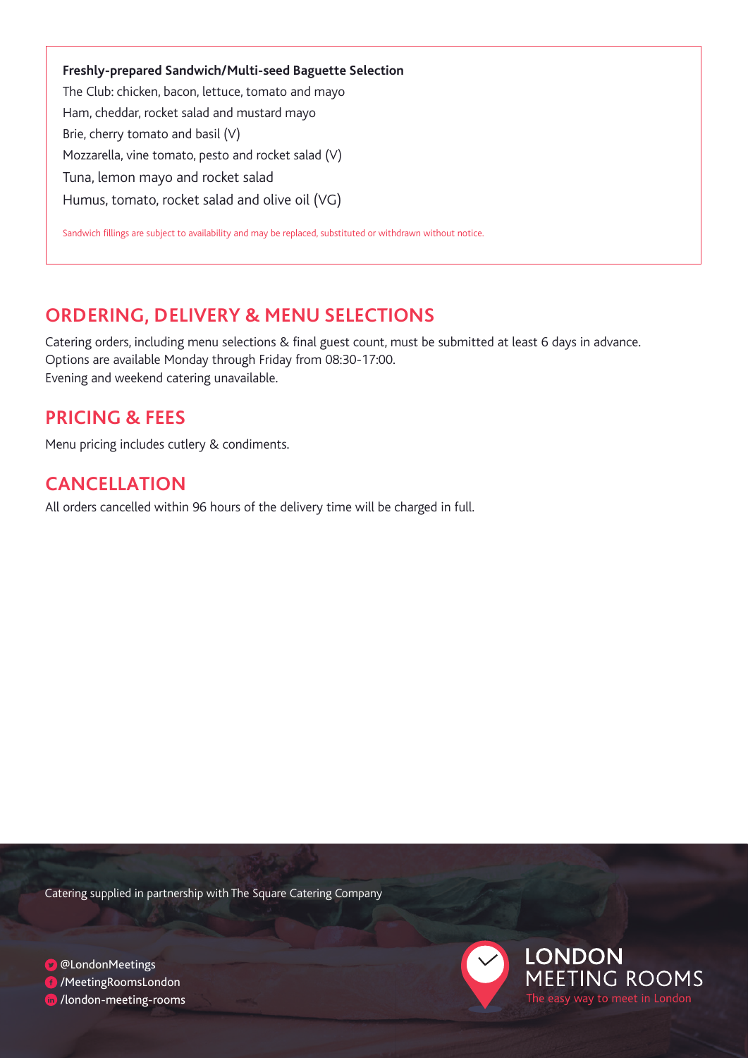**Freshly-prepared Sandwich/Multi-seed Baguette Selection**

The Club: chicken, bacon, lettuce, tomato and mayo
Ham, cheddar, rocket salad and mustard mayo
Brie, cherry tomato and basil (V)
Mozzarella, vine tomato, pesto and rocket salad (V)
Tuna, lemon mayo and rocket salad
Humus, tomato, rocket salad and olive oil (VG)

Sandwich fillings are subject to availability and may be replaced, substituted or withdrawn without notice.

## ORDERING, DELIVERY & MENU SELECTIONS

Catering orders, including menu selections & final guest count, must be submitted at least 6 days in advance.
Options are available Monday through Friday from 08:30-17:00.
Evening and weekend catering unavailable.

## PRICING & FEES

Menu pricing includes cutlery & condiments.

## CANCELLATION

All orders cancelled within 96 hours of the delivery time will be charged in full.

Catering supplied in partnership with The Square Catering Company

@LondonMeetings
/MeetingRoomsLondon
/london-meeting-rooms

LONDON MEETING ROOMS
The easy way to meet in London